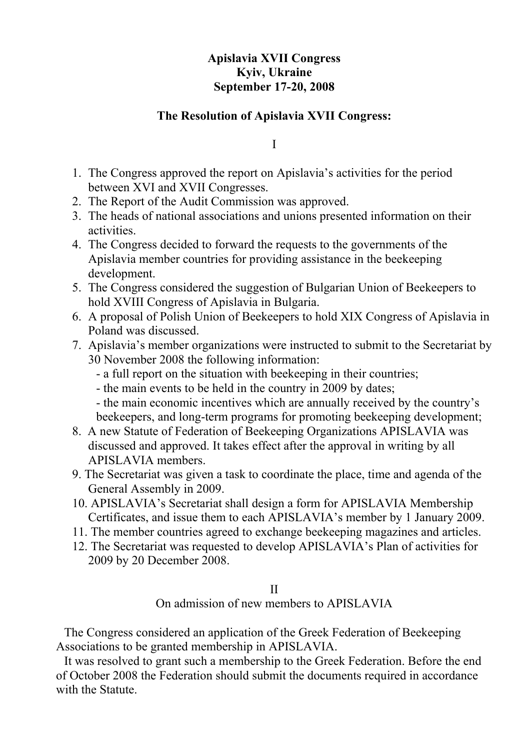**Apislavia XVII Congress**
**Kyiv, Ukraine**
**September 17-20, 2008**

**The Resolution of Apislavia XVII Congress:**

I

1. The Congress approved the report on Apislavia's activities for the period between XVI and XVII Congresses.
2. The Report of the Audit Commission was approved.
3. The heads of national associations and unions presented information on their activities.
4. The Congress decided to forward the requests to the governments of the Apislavia member countries for providing assistance in the beekeeping development.
5. The Congress considered the suggestion of Bulgarian Union of Beekeepers to hold XVIII Congress of Apislavia in Bulgaria.
6. A proposal of Polish Union of Beekeepers to hold XIX Congress of Apislavia in Poland was discussed.
7. Apislavia's member organizations were instructed to submit to the Secretariat by 30 November 2008 the following information:
   - a full report on the situation with beekeeping in their countries;
   - the main events to be held in the country in 2009 by dates;
   - the main economic incentives which are annually received by the country's beekeepers, and long-term programs for promoting beekeeping development;
8. A new Statute of Federation of Beekeeping Organizations APISLAVIA was discussed and approved. It takes effect after the approval in writing by all APISLAVIA members.
9. The Secretariat was given a task to coordinate the place, time and agenda of the General Assembly in 2009.
10. APISLAVIA's Secretariat shall design a form for APISLAVIA Membership Certificates, and issue them to each APISLAVIA's member by 1 January 2009.
11. The member countries agreed to exchange beekeeping magazines and articles.
12. The Secretariat was requested to develop APISLAVIA's Plan of activities for 2009 by 20 December 2008.

II

On admission of new members to APISLAVIA

The Congress considered an application of the Greek Federation of Beekeeping Associations to be granted membership in APISLAVIA.

It was resolved to grant such a membership to the Greek Federation. Before the end of October 2008 the Federation should submit the documents required in accordance with the Statute.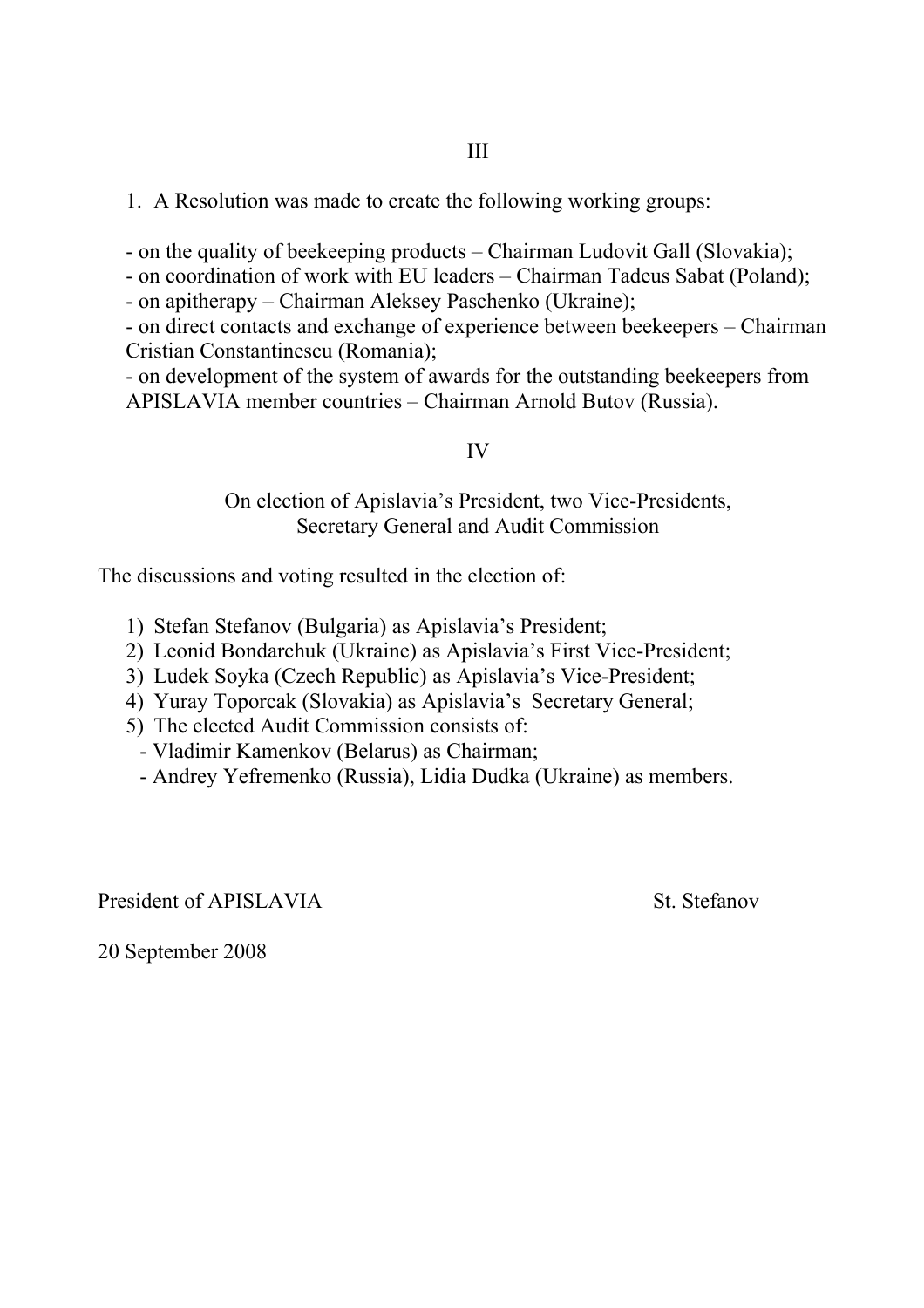## III

1. A Resolution was made to create the following working groups:

- on the quality of beekeeping products – Chairman Ludovit Gall (Slovakia);
- on coordination of work with EU leaders – Chairman Tadeus Sabat (Poland);
- on apitherapy – Chairman Aleksey Paschenko (Ukraine);
- on direct contacts and exchange of experience between beekeepers – Chairman Cristian Constantinescu (Romania);
- on development of the system of awards for the outstanding beekeepers from APISLAVIA member countries – Chairman Arnold Butov (Russia).

## IV

On election of Apislavia's President, two Vice-Presidents, Secretary General and Audit Commission

The discussions and voting resulted in the election of:

1) Stefan Stefanov (Bulgaria) as Apislavia's President;
2) Leonid Bondarchuk (Ukraine) as Apislavia's First Vice-President;
3) Ludek Soyka (Czech Republic) as Apislavia's Vice-President;
4) Yuray Toporcak (Slovakia) as Apislavia's Secretary General;
5) The elected Audit Commission consists of:
   - Vladimir Kamenkov (Belarus) as Chairman;
   - Andrey Yefremenko (Russia), Lidia Dudka (Ukraine) as members.

President of APISLAVIA St. Stefanov

20 September 2008